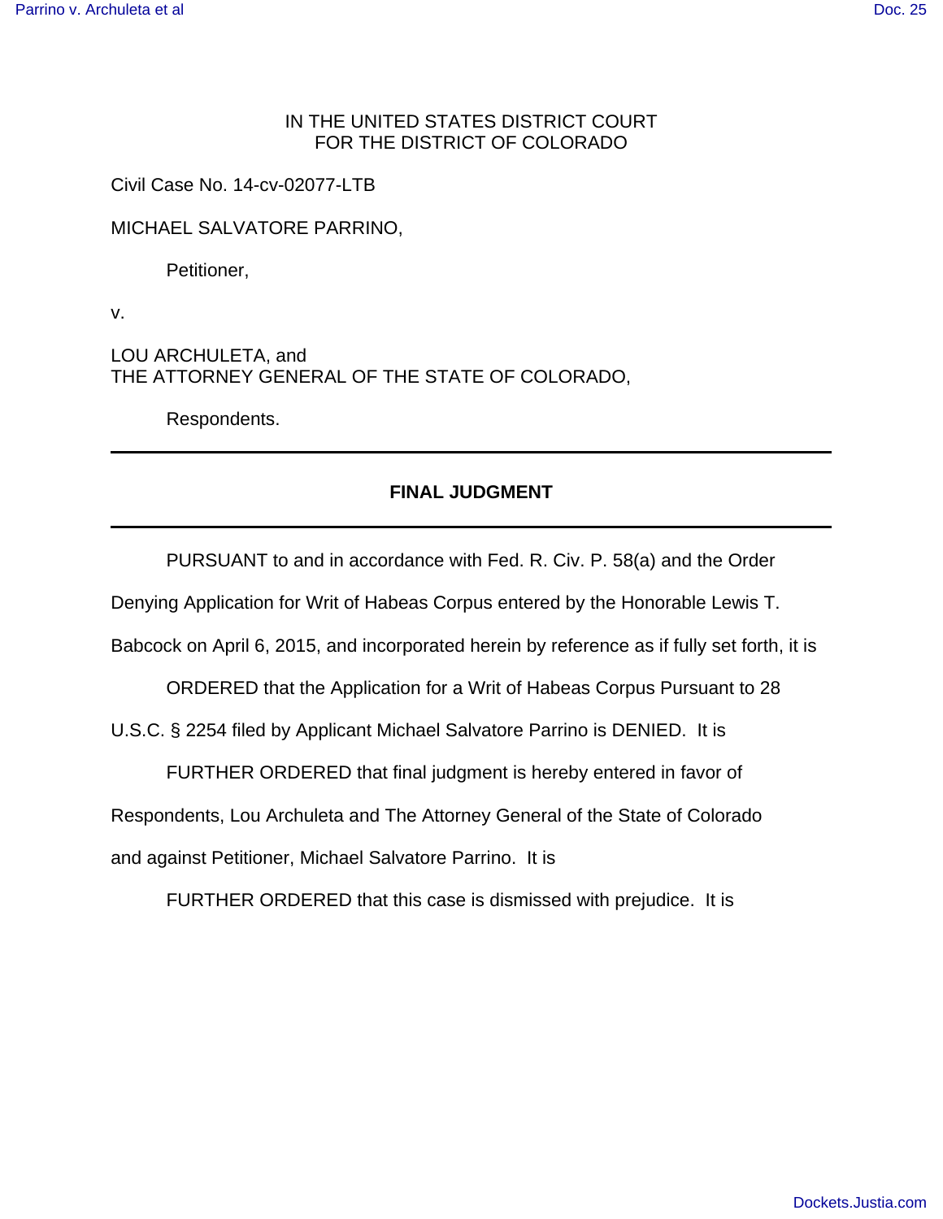IN THE UNITED STATES DISTRICT COURT
FOR THE DISTRICT OF COLORADO

Civil Case No. 14-cv-02077-LTB

MICHAEL SALVATORE PARRINO,

Petitioner,

v.

LOU ARCHULETA, and
THE ATTORNEY GENERAL OF THE STATE OF COLORADO,

Respondents.

---

**FINAL JUDGMENT**

---

PURSUANT to and in accordance with Fed. R. Civ. P. 58(a) and the Order Denying Application for Writ of Habeas Corpus entered by the Honorable Lewis T. Babcock on April 6, 2015, and incorporated herein by reference as if fully set forth, it is

ORDERED that the Application for a Writ of Habeas Corpus Pursuant to 28 U.S.C. § 2254 filed by Applicant Michael Salvatore Parrino is DENIED. It is

FURTHER ORDERED that final judgment is hereby entered in favor of Respondents, Lou Archuleta and The Attorney General of the State of Colorado and against Petitioner, Michael Salvatore Parrino. It is

FURTHER ORDERED that this case is dismissed with prejudice. It is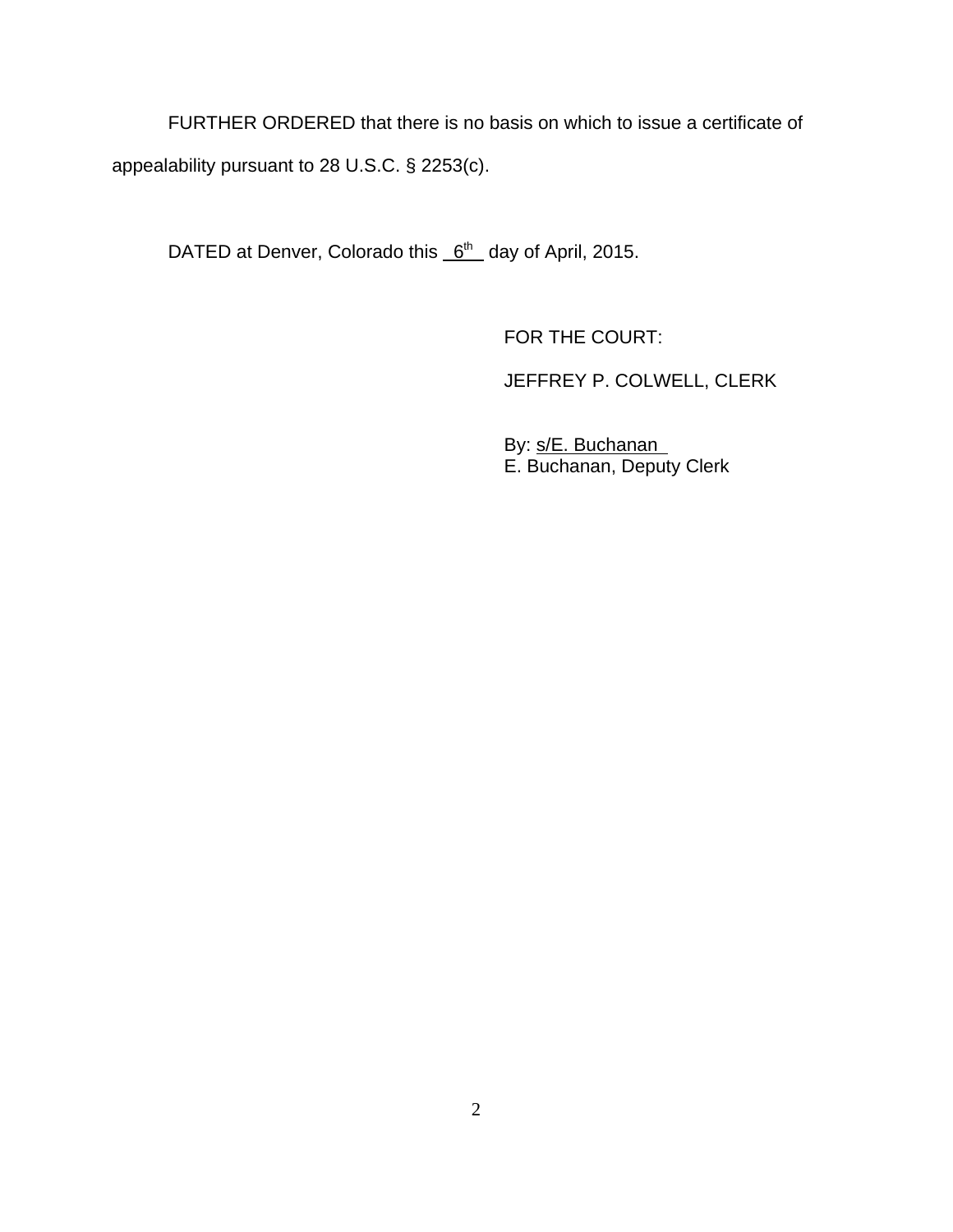FURTHER ORDERED that there is no basis on which to issue a certificate of appealability pursuant to 28 U.S.C. § 2253(c).

DATED at Denver, Colorado this 6th day of April, 2015.

FOR THE COURT:

JEFFREY P. COLWELL, CLERK

By: s/E. Buchanan
E. Buchanan, Deputy Clerk